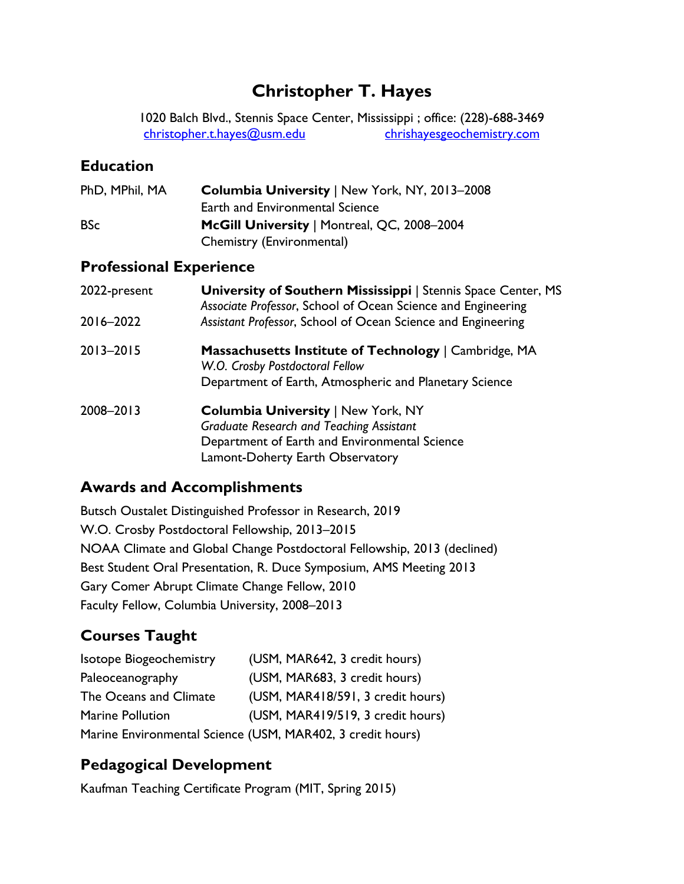# Christopher T. Hayes

1020 Balch Blvd., Stennis Space Center, Mississippi ; office: (228)-688-3469
christopher.t.hayes@usm.edu chrishayesgeochemistry.com

## Education

| | |
|---|---|
| PhD, MPhil, MA | **Columbia University** \| New York, NY, 2013–2008<br>Earth and Environmental Science |
| BSc | **McGill University** \| Montreal, QC, 2008–2004<br>Chemistry (Environmental) |

## Professional Experience

| | |
|---|---|
| 2022-present | **University of Southern Mississippi** \| Stennis Space Center, MS<br>*Associate Professor*, School of Ocean Science and Engineering |
| 2016–2022 | *Assistant Professor*, School of Ocean Science and Engineering |
| 2013–2015 | **Massachusetts Institute of Technology** \| Cambridge, MA<br>*W.O. Crosby Postdoctoral Fellow*<br>Department of Earth, Atmospheric and Planetary Science |
| 2008–2013 | **Columbia University** \| New York, NY<br>*Graduate Research and Teaching Assistant*<br>Department of Earth and Environmental Science<br>Lamont-Doherty Earth Observatory |

## Awards and Accomplishments

Butsch Oustalet Distinguished Professor in Research, 2019
W.O. Crosby Postdoctoral Fellowship, 2013–2015
NOAA Climate and Global Change Postdoctoral Fellowship, 2013 (declined)
Best Student Oral Presentation, R. Duce Symposium, AMS Meeting 2013
Gary Comer Abrupt Climate Change Fellow, 2010
Faculty Fellow, Columbia University, 2008–2013

## Courses Taught

Isotope Biogeochemistry (USM, MAR642, 3 credit hours)
Paleoceanography (USM, MAR683, 3 credit hours)
The Oceans and Climate (USM, MAR418/591, 3 credit hours)
Marine Pollution (USM, MAR419/519, 3 credit hours)
Marine Environmental Science (USM, MAR402, 3 credit hours)

## Pedagogical Development

Kaufman Teaching Certificate Program (MIT, Spring 2015)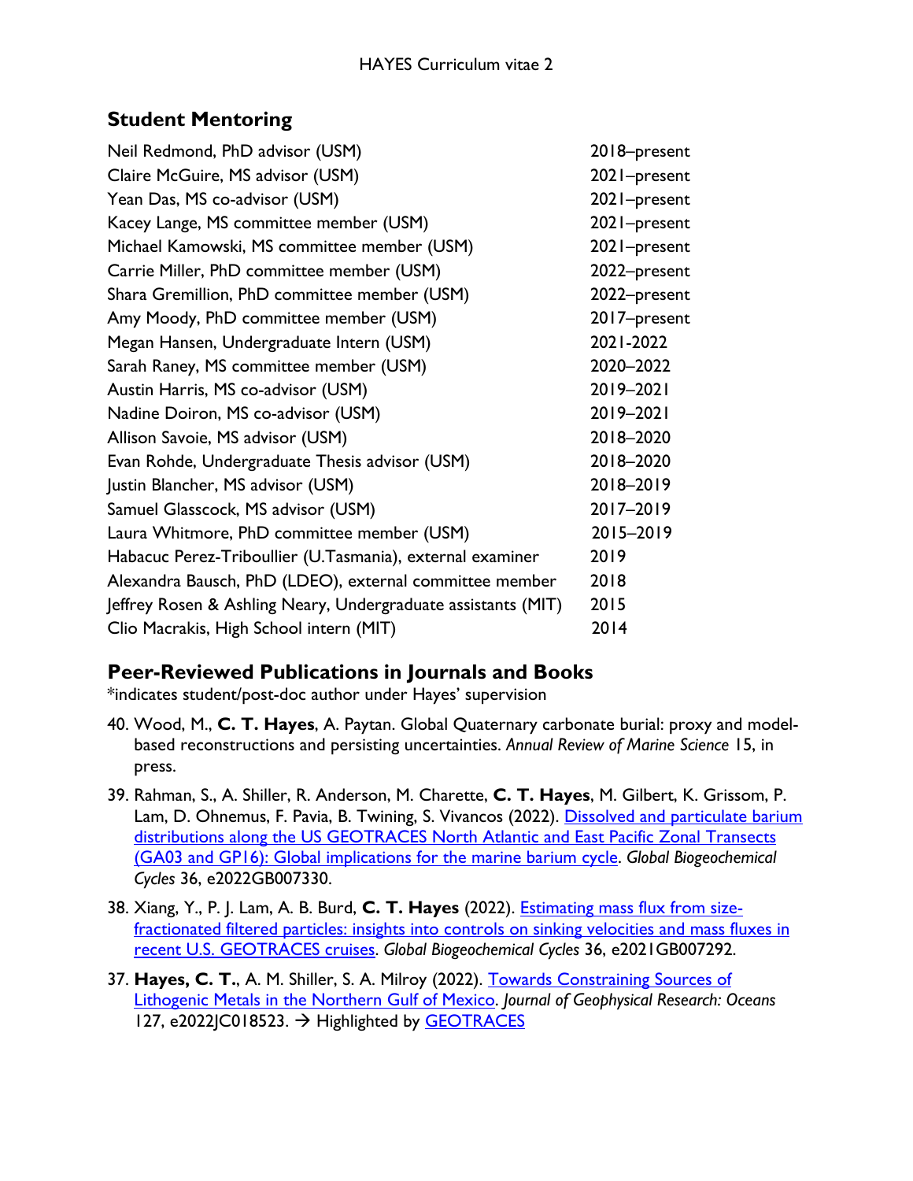## Student Mentoring

| | |
|---|---|
| Neil Redmond, PhD advisor (USM) | 2018–present |
| Claire McGuire, MS advisor (USM) | 2021–present |
| Yean Das, MS co-advisor (USM) | 2021–present |
| Kacey Lange, MS committee member (USM) | 2021–present |
| Michael Kamowski, MS committee member (USM) | 2021–present |
| Carrie Miller, PhD committee member (USM) | 2022–present |
| Shara Gremillion, PhD committee member (USM) | 2022–present |
| Amy Moody, PhD committee member (USM) | 2017–present |
| Megan Hansen, Undergraduate Intern (USM) | 2021-2022 |
| Sarah Raney, MS committee member (USM) | 2020–2022 |
| Austin Harris, MS co-advisor (USM) | 2019–2021 |
| Nadine Doiron, MS co-advisor (USM) | 2019–2021 |
| Allison Savoie, MS advisor (USM) | 2018–2020 |
| Evan Rohde, Undergraduate Thesis advisor (USM) | 2018–2020 |
| Justin Blancher, MS advisor (USM) | 2018–2019 |
| Samuel Glasscock, MS advisor (USM) | 2017–2019 |
| Laura Whitmore, PhD committee member (USM) | 2015–2019 |
| Habacuc Perez-Triboullier (U.Tasmania), external examiner | 2019 |
| Alexandra Bausch, PhD (LDEO), external committee member | 2018 |
| Jeffrey Rosen & Ashling Neary, Undergraduate assistants (MIT) | 2015 |
| Clio Macrakis, High School intern (MIT) | 2014 |

## Peer-Reviewed Publications in Journals and Books

*indicates student/post-doc author under Hayes' supervision

40. Wood, M., **C. T. Hayes**, A. Paytan. Global Quaternary carbonate burial: proxy and model-based reconstructions and persisting uncertainties. *Annual Review of Marine Science* 15, in press.

39. Rahman, S., A. Shiller, R. Anderson, M. Charette, **C. T. Hayes**, M. Gilbert, K. Grissom, P. Lam, D. Ohnemus, F. Pavia, B. Twining, S. Vivancos (2022). Dissolved and particulate barium distributions along the US GEOTRACES North Atlantic and East Pacific Zonal Transects (GA03 and GP16): Global implications for the marine barium cycle. *Global Biogeochemical Cycles* 36, e2022GB007330.

38. Xiang, Y., P. J. Lam, A. B. Burd, **C. T. Hayes** (2022). Estimating mass flux from size-fractionated filtered particles: insights into controls on sinking velocities and mass fluxes in recent U.S. GEOTRACES cruises. *Global Biogeochemical Cycles* 36, e2021GB007292.

37. **Hayes, C. T.**, A. M. Shiller, S. A. Milroy (2022). Towards Constraining Sources of Lithogenic Metals in the Northern Gulf of Mexico. *Journal of Geophysical Research: Oceans* 127, e2022JC018523. → Highlighted by GEOTRACES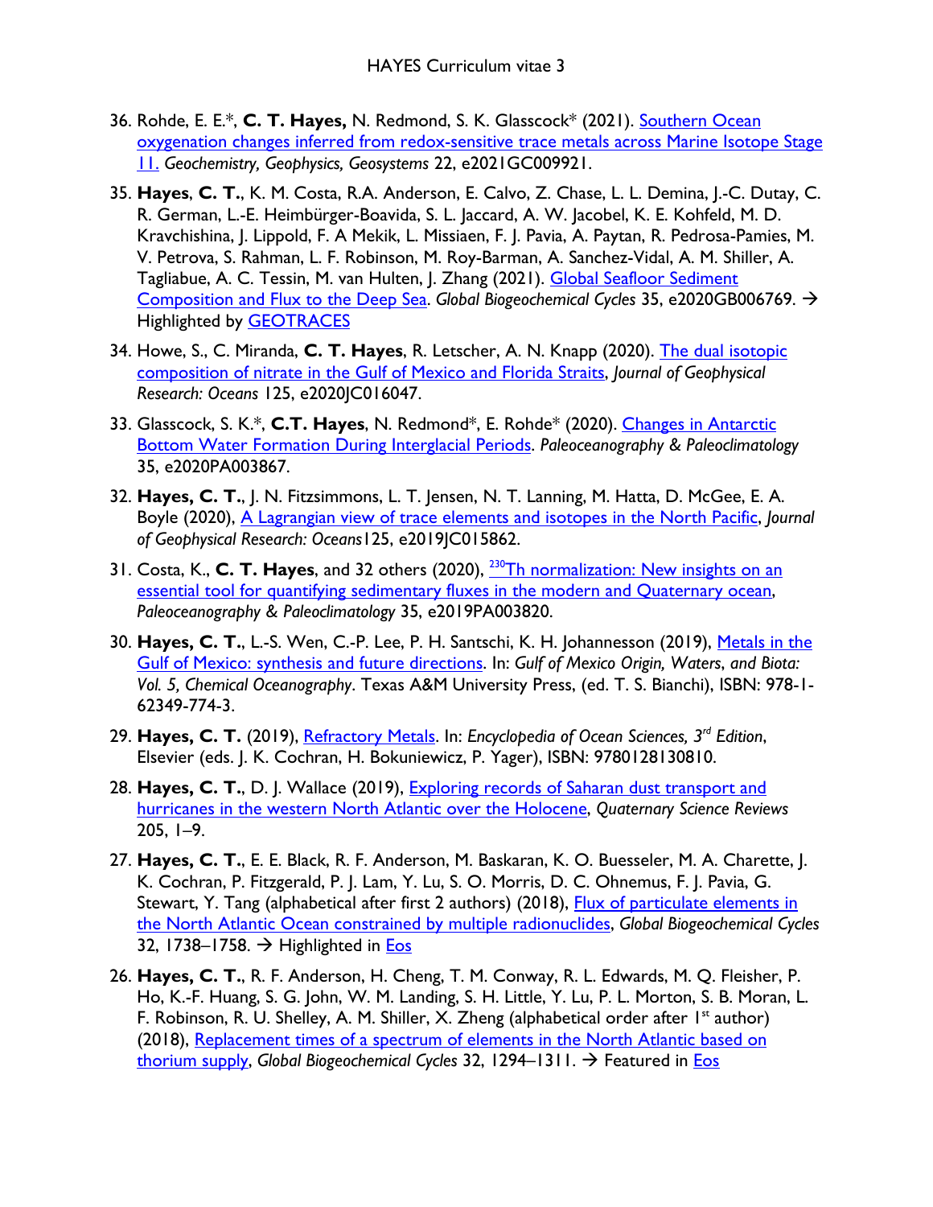36. Rohde, E. E.*, **C. T. Hayes,** N. Redmond, S. K. Glasscock* (2021). Southern Ocean oxygenation changes inferred from redox-sensitive trace metals across Marine Isotope Stage 11. *Geochemistry, Geophysics, Geosystems* 22, e2021GC009921.

35. **Hayes**, **C. T.**, K. M. Costa, R.A. Anderson, E. Calvo, Z. Chase, L. L. Demina, J.-C. Dutay, C. R. German, L.-E. Heimbürger-Boavida, S. L. Jaccard, A. W. Jacobel, K. E. Kohfeld, M. D. Kravchishina, J. Lippold, F. A Mekik, L. Missiaen, F. J. Pavia, A. Paytan, R. Pedrosa-Pamies, M. V. Petrova, S. Rahman, L. F. Robinson, M. Roy-Barman, A. Sanchez-Vidal, A. M. Shiller, A. Tagliabue, A. C. Tessin, M. van Hulten, J. Zhang (2021). Global Seafloor Sediment Composition and Flux to the Deep Sea. *Global Biogeochemical Cycles* 35, e2020GB006769. → Highlighted by GEOTRACES

34. Howe, S., C. Miranda, **C. T. Hayes**, R. Letscher, A. N. Knapp (2020). The dual isotopic composition of nitrate in the Gulf of Mexico and Florida Straits, *Journal of Geophysical Research: Oceans* 125, e2020JC016047.

33. Glasscock, S. K.*, **C.T. Hayes**, N. Redmond*, E. Rohde* (2020). Changes in Antarctic Bottom Water Formation During Interglacial Periods. *Paleoceanography & Paleoclimatology* 35, e2020PA003867.

32. **Hayes, C. T.**, J. N. Fitzsimmons, L. T. Jensen, N. T. Lanning, M. Hatta, D. McGee, E. A. Boyle (2020), A Lagrangian view of trace elements and isotopes in the North Pacific, *Journal of Geophysical Research: Oceans*125, e2019JC015862.

31. Costa, K., **C. T. Hayes**, and 32 others (2020), $^{230}$Th normalization: New insights on an essential tool for quantifying sedimentary fluxes in the modern and Quaternary ocean, *Paleoceanography & Paleoclimatology* 35, e2019PA003820.

30. **Hayes, C. T.**, L.-S. Wen, C.-P. Lee, P. H. Santschi, K. H. Johannesson (2019), Metals in the Gulf of Mexico: synthesis and future directions. In: *Gulf of Mexico Origin, Waters, and Biota: Vol. 5, Chemical Oceanography*. Texas A&M University Press, (ed. T. S. Bianchi), ISBN: 978-1-62349-774-3.

29. **Hayes, C. T.** (2019), Refractory Metals. In: *Encyclopedia of Ocean Sciences, 3rd Edition*, Elsevier (eds. J. K. Cochran, H. Bokuniewicz, P. Yager), ISBN: 9780128130810.

28. **Hayes, C. T.**, D. J. Wallace (2019), Exploring records of Saharan dust transport and hurricanes in the western North Atlantic over the Holocene, *Quaternary Science Reviews* 205, 1–9.

27. **Hayes, C. T.**, E. E. Black, R. F. Anderson, M. Baskaran, K. O. Buesseler, M. A. Charette, J. K. Cochran, P. Fitzgerald, P. J. Lam, Y. Lu, S. O. Morris, D. C. Ohnemus, F. J. Pavia, G. Stewart, Y. Tang (alphabetical after first 2 authors) (2018), Flux of particulate elements in the North Atlantic Ocean constrained by multiple radionuclides, *Global Biogeochemical Cycles* 32, 1738–1758. → Highlighted in Eos

26. **Hayes, C. T.**, R. F. Anderson, H. Cheng, T. M. Conway, R. L. Edwards, M. Q. Fleisher, P. Ho, K.-F. Huang, S. G. John, W. M. Landing, S. H. Little, Y. Lu, P. L. Morton, S. B. Moran, L. F. Robinson, R. U. Shelley, A. M. Shiller, X. Zheng (alphabetical order after 1st author) (2018), Replacement times of a spectrum of elements in the North Atlantic based on thorium supply, *Global Biogeochemical Cycles* 32, 1294–1311. → Featured in Eos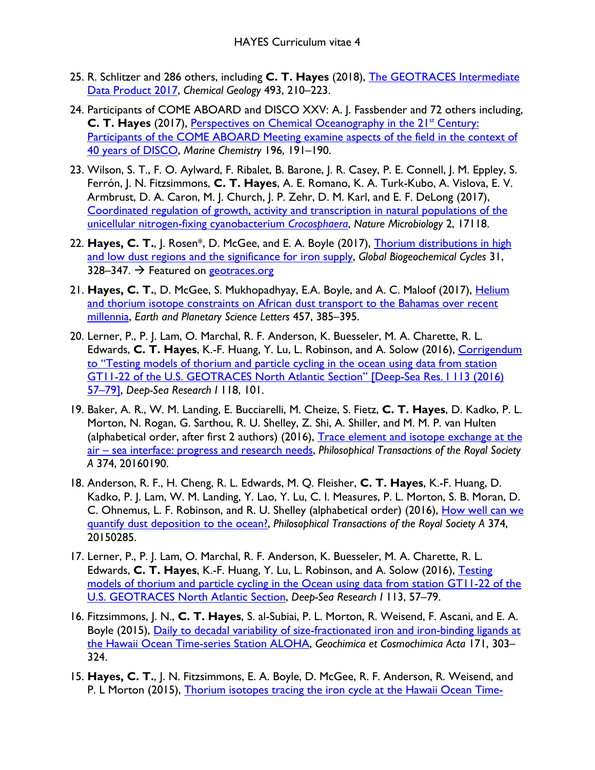25. R. Schlitzer and 286 others, including **C. T. Hayes** (2018), [The GEOTRACES Intermediate Data Product 2017](), *Chemical Geology* 493, 210–223.

24. Participants of COME ABOARD and DISCO XXV: A. J. Fassbender and 72 others including, **C. T. Hayes** (2017), [Perspectives on Chemical Oceanography in the 21st Century: Participants of the COME ABOARD Meeting examine aspects of the field in the context of 40 years of DISCO](), *Marine Chemistry* 196, 191–190.

23. Wilson, S. T., F. O. Aylward, F. Ribalet, B. Barone, J. R. Casey, P. E. Connell, J. M. Eppley, S. Ferrón, J. N. Fitzsimmons, **C. T. Hayes**, A. E. Romano, K. A. Turk-Kubo, A. Vislova, E. V. Armbrust, D. A. Caron, M. J. Church, J. P. Zehr, D. M. Karl, and E. F. DeLong (2017), [Coordinated regulation of growth, activity and transcription in natural populations of the unicellular nitrogen-fixing cyanobacterium *Crocosphaera*](), *Nature Microbiology* 2, 17118.

22. **Hayes, C. T.**, J. Rosen*, D. McGee, and E. A. Boyle (2017), [Thorium distributions in high and low dust regions and the significance for iron supply](), *Global Biogeochemical Cycles* 31, 328–347. → Featured on [geotraces.org]()

21. **Hayes, C. T.**, D. McGee, S. Mukhopadhyay, E.A. Boyle, and A. C. Maloof (2017), [Helium and thorium isotope constraints on African dust transport to the Bahamas over recent millennia](), *Earth and Planetary Science Letters* 457, 385–395.

20. Lerner, P., P. J. Lam, O. Marchal, R. F. Anderson, K. Buesseler, M. A. Charette, R. L. Edwards, **C. T. Hayes**, K.-F. Huang, Y. Lu, L. Robinson, and A. Solow (2016), [Corrigendum to "Testing models of thorium and particle cycling in the ocean using data from station GT11-22 of the U.S. GEOTRACES North Atlantic Section" [Deep-Sea Res. I 113 (2016) 57–79]](), *Deep-Sea Research I* 118, 101.

19. Baker, A. R., W. M. Landing, E. Bucciarelli, M. Cheize, S. Fietz, **C. T. Hayes**, D. Kadko, P. L. Morton, N. Rogan, G. Sarthou, R. U. Shelley, Z. Shi, A. Shiller, and M. M. P. van Hulten (alphabetical order, after first 2 authors) (2016), [Trace element and isotope exchange at the air – sea interface: progress and research needs](), *Philosophical Transactions of the Royal Society A* 374, 20160190.

18. Anderson, R. F., H. Cheng, R. L. Edwards, M. Q. Fleisher, **C. T. Hayes**, K.-F. Huang, D. Kadko, P. J. Lam, W. M. Landing, Y. Lao, Y. Lu, C. I. Measures, P. L. Morton, S. B. Moran, D. C. Ohnemus, L. F. Robinson, and R. U. Shelley (alphabetical order) (2016), [How well can we quantify dust deposition to the ocean?](), *Philosophical Transactions of the Royal Society A* 374, 20150285.

17. Lerner, P., P. J. Lam, O. Marchal, R. F. Anderson, K. Buesseler, M. A. Charette, R. L. Edwards, **C. T. Hayes**, K.-F. Huang, Y. Lu, L. Robinson, and A. Solow (2016), [Testing models of thorium and particle cycling in the Ocean using data from station GT11-22 of the U.S. GEOTRACES North Atlantic Section](), *Deep-Sea Research I* 113, 57–79.

16. Fitzsimmons, J. N., **C. T. Hayes**, S. al-Subiai, P. L. Morton, R. Weisend, F. Ascani, and E. A. Boyle (2015), [Daily to decadal variability of size-fractionated iron and iron-binding ligands at the Hawaii Ocean Time-series Station ALOHA](), *Geochimica et Cosmochimica Acta* 171, 303–324.

15. **Hayes, C. T.**, J. N. Fitzsimmons, E. A. Boyle, D. McGee, R. F. Anderson, R. Weisend, and P. L Morton (2015), [Thorium isotopes tracing the iron cycle at the Hawaii Ocean Time-]()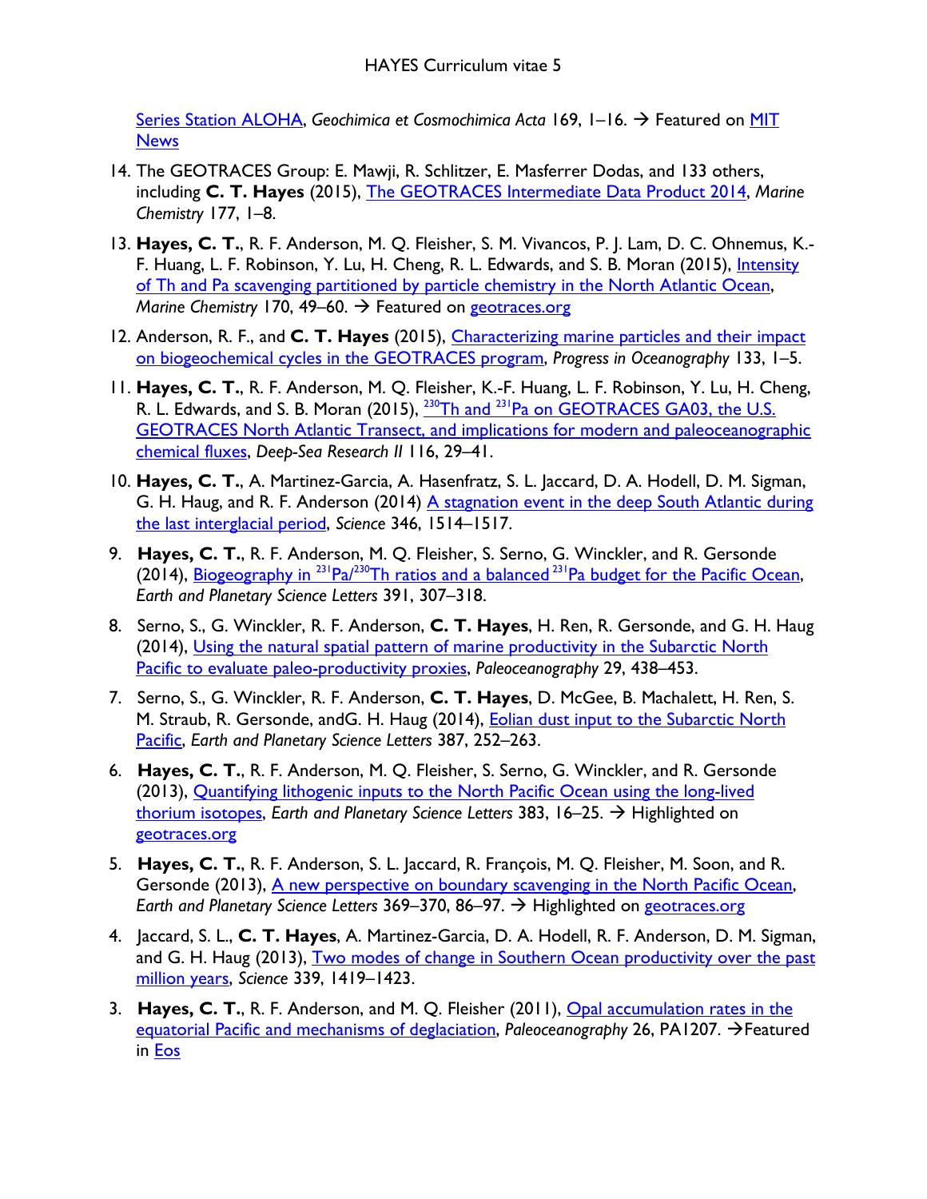Series Station ALOHA, *Geochimica et Cosmochimica Acta* 169, 1–16. → Featured on MIT News

14. The GEOTRACES Group: E. Mawji, R. Schlitzer, E. Masferrer Dodas, and 133 others, including **C. T. Hayes** (2015), The GEOTRACES Intermediate Data Product 2014, *Marine Chemistry* 177, 1–8.

13. **Hayes, C. T.**, R. F. Anderson, M. Q. Fleisher, S. M. Vivancos, P. J. Lam, D. C. Ohnemus, K.-F. Huang, L. F. Robinson, Y. Lu, H. Cheng, R. L. Edwards, and S. B. Moran (2015), Intensity of Th and Pa scavenging partitioned by particle chemistry in the North Atlantic Ocean, *Marine Chemistry* 170, 49–60. → Featured on geotraces.org

12. Anderson, R. F., and **C. T. Hayes** (2015), Characterizing marine particles and their impact on biogeochemical cycles in the GEOTRACES program, *Progress in Oceanography* 133, 1–5.

11. **Hayes, C. T.**, R. F. Anderson, M. Q. Fleisher, K.-F. Huang, L. F. Robinson, Y. Lu, H. Cheng, R. L. Edwards, and S. B. Moran (2015), $^{230}$Th and $^{231}$Pa on GEOTRACES GA03, the U.S. GEOTRACES North Atlantic Transect, and implications for modern and paleoceanographic chemical fluxes, *Deep-Sea Research II* 116, 29–41.

10. **Hayes, C. T.**, A. Martinez-Garcia, A. Hasenfratz, S. L. Jaccard, D. A. Hodell, D. M. Sigman, G. H. Haug, and R. F. Anderson (2014) A stagnation event in the deep South Atlantic during the last interglacial period, *Science* 346, 1514–1517.

9. **Hayes, C. T.**, R. F. Anderson, M. Q. Fleisher, S. Serno, G. Winckler, and R. Gersonde (2014), Biogeography in $^{231}$Pa/$^{230}$Th ratios and a balanced $^{231}$Pa budget for the Pacific Ocean, *Earth and Planetary Science Letters* 391, 307–318.

8. Serno, S., G. Winckler, R. F. Anderson, **C. T. Hayes**, H. Ren, R. Gersonde, and G. H. Haug (2014), Using the natural spatial pattern of marine productivity in the Subarctic North Pacific to evaluate paleo-productivity proxies, *Paleoceanography* 29, 438–453.

7. Serno, S., G. Winckler, R. F. Anderson, **C. T. Hayes**, D. McGee, B. Machalett, H. Ren, S. M. Straub, R. Gersonde, andG. H. Haug (2014), Eolian dust input to the Subarctic North Pacific, *Earth and Planetary Science Letters* 387, 252–263.

6. **Hayes, C. T.**, R. F. Anderson, M. Q. Fleisher, S. Serno, G. Winckler, and R. Gersonde (2013), Quantifying lithogenic inputs to the North Pacific Ocean using the long-lived thorium isotopes, *Earth and Planetary Science Letters* 383, 16–25. → Highlighted on geotraces.org

5. **Hayes, C. T.**, R. F. Anderson, S. L. Jaccard, R. François, M. Q. Fleisher, M. Soon, and R. Gersonde (2013), A new perspective on boundary scavenging in the North Pacific Ocean, *Earth and Planetary Science Letters* 369–370, 86–97. → Highlighted on geotraces.org

4. Jaccard, S. L., **C. T. Hayes**, A. Martinez-Garcia, D. A. Hodell, R. F. Anderson, D. M. Sigman, and G. H. Haug (2013), Two modes of change in Southern Ocean productivity over the past million years, *Science* 339, 1419–1423.

3. **Hayes, C. T.**, R. F. Anderson, and M. Q. Fleisher (2011), Opal accumulation rates in the equatorial Pacific and mechanisms of deglaciation, *Paleoceanography* 26, PA1207. →Featured in Eos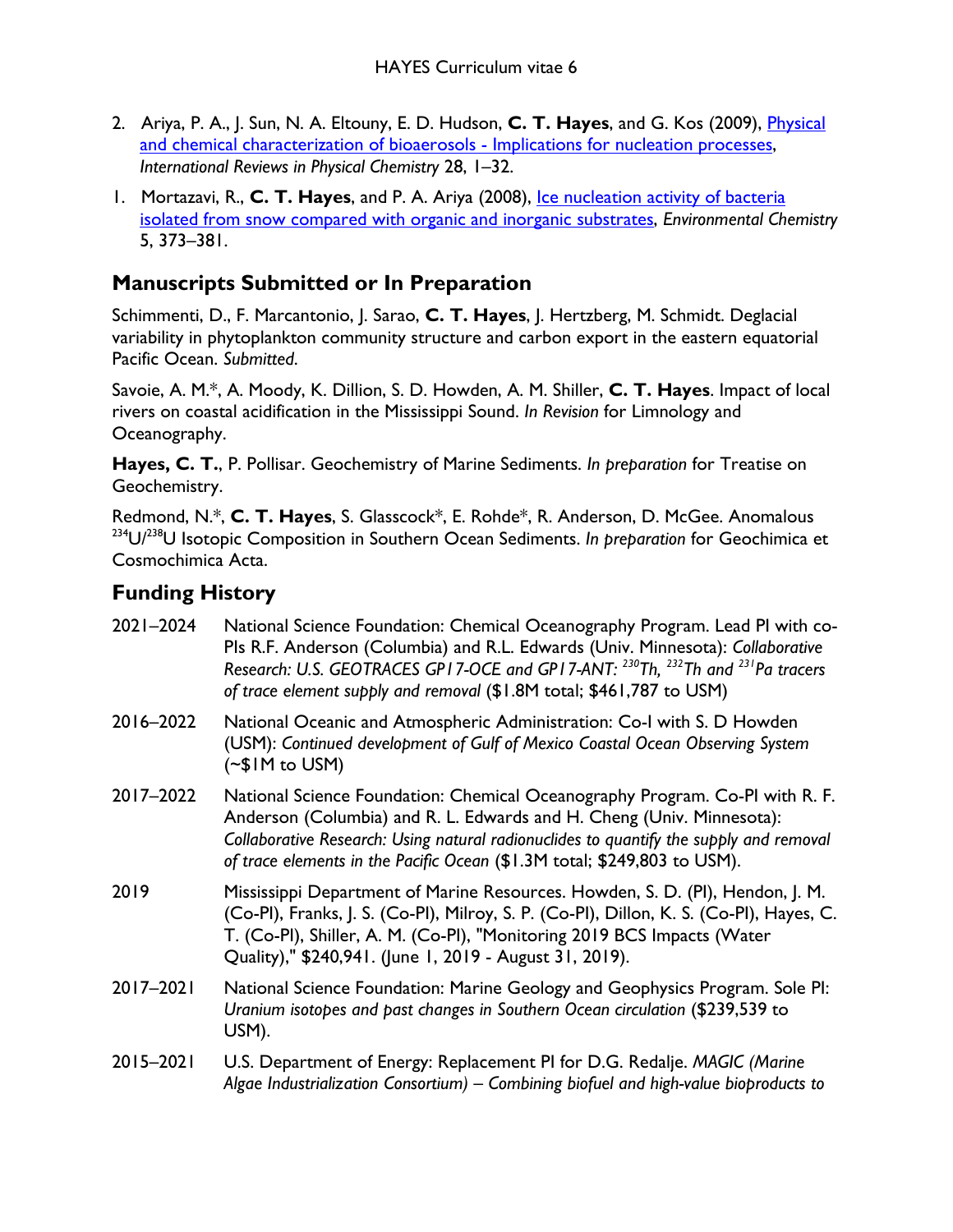2. Ariya, P. A., J. Sun, N. A. Eltouny, E. D. Hudson, **C. T. Hayes**, and G. Kos (2009), [Physical and chemical characterization of bioaerosols - Implications for nucleation processes](), *International Reviews in Physical Chemistry* 28, 1–32.

1. Mortazavi, R., **C. T. Hayes**, and P. A. Ariya (2008), [Ice nucleation activity of bacteria isolated from snow compared with organic and inorganic substrates](), *Environmental Chemistry* 5, 373–381.

## Manuscripts Submitted or In Preparation

Schimmenti, D., F. Marcantonio, J. Sarao, **C. T. Hayes**, J. Hertzberg, M. Schmidt. Deglacial variability in phytoplankton community structure and carbon export in the eastern equatorial Pacific Ocean. *Submitted*.

Savoie, A. M.*, A. Moody, K. Dillion, S. D. Howden, A. M. Shiller, **C. T. Hayes**. Impact of local rivers on coastal acidification in the Mississippi Sound. *In Revision* for Limnology and Oceanography.

**Hayes, C. T.**, P. Pollisar. Geochemistry of Marine Sediments. *In preparation* for Treatise on Geochemistry.

Redmond, N.*, **C. T. Hayes**, S. Glasscock*, E. Rohde*, R. Anderson, D. McGee. Anomalous $^{234}U/^{238}U$ Isotopic Composition in Southern Ocean Sediments. *In preparation* for Geochimica et Cosmochimica Acta.

## Funding History

| | |
|---|---|
| 2021–2024 | National Science Foundation: Chemical Oceanography Program. Lead PI with co-PIs R.F. Anderson (Columbia) and R.L. Edwards (Univ. Minnesota): *Collaborative Research: U.S. GEOTRACES GP17-OCE and GP17-ANT: $^{230}Th$, $^{232}Th$ and $^{231}Pa$ tracers of trace element supply and removal* ($1.8M total; $461,787 to USM) |
| 2016–2022 | National Oceanic and Atmospheric Administration: Co-I with S. D Howden (USM): *Continued development of Gulf of Mexico Coastal Ocean Observing System* (~$1M to USM) |
| 2017–2022 | National Science Foundation: Chemical Oceanography Program. Co-PI with R. F. Anderson (Columbia) and R. L. Edwards and H. Cheng (Univ. Minnesota): *Collaborative Research: Using natural radionuclides to quantify the supply and removal of trace elements in the Pacific Ocean* ($1.3M total; $249,803 to USM). |
| 2019 | Mississippi Department of Marine Resources. Howden, S. D. (PI), Hendon, J. M. (Co-PI), Franks, J. S. (Co-PI), Milroy, S. P. (Co-PI), Dillon, K. S. (Co-PI), Hayes, C. T. (Co-PI), Shiller, A. M. (Co-PI), "Monitoring 2019 BCS Impacts (Water Quality)," $240,941. (June 1, 2019 - August 31, 2019). |
| 2017–2021 | National Science Foundation: Marine Geology and Geophysics Program. Sole PI: *Uranium isotopes and past changes in Southern Ocean circulation* ($239,539 to USM). |
| 2015–2021 | U.S. Department of Energy: Replacement PI for D.G. Redalje. *MAGIC (Marine Algae Industrialization Consortium) – Combining biofuel and high-value bioproducts to* |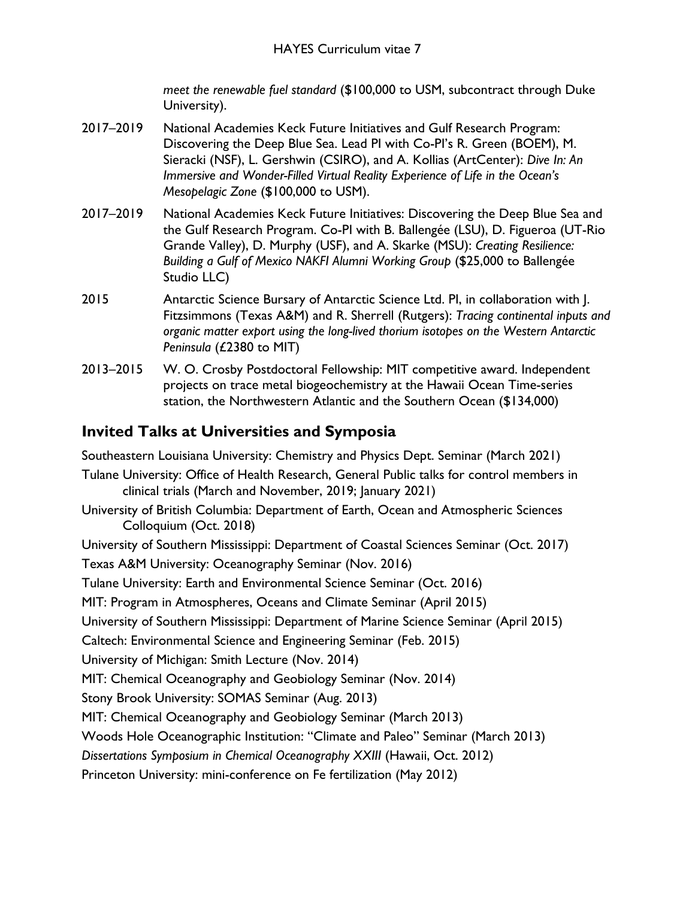*meet the renewable fuel standard* ($100,000 to USM, subcontract through Duke University).

2017–2019 National Academies Keck Future Initiatives and Gulf Research Program: Discovering the Deep Blue Sea. Lead PI with Co-PI's R. Green (BOEM), M. Sieracki (NSF), L. Gershwin (CSIRO), and A. Kollias (ArtCenter): *Dive In: An Immersive and Wonder-Filled Virtual Reality Experience of Life in the Ocean's Mesopelagic Zone* ($100,000 to USM).

2017–2019 National Academies Keck Future Initiatives: Discovering the Deep Blue Sea and the Gulf Research Program. Co-PI with B. Ballengée (LSU), D. Figueroa (UT-Rio Grande Valley), D. Murphy (USF), and A. Skarke (MSU): *Creating Resilience: Building a Gulf of Mexico NAKFI Alumni Working Group* ($25,000 to Ballengée Studio LLC)

2015 Antarctic Science Bursary of Antarctic Science Ltd. PI, in collaboration with J. Fitzsimmons (Texas A&M) and R. Sherrell (Rutgers): *Tracing continental inputs and organic matter export using the long-lived thorium isotopes on the Western Antarctic Peninsula* (£2380 to MIT)

2013–2015 W. O. Crosby Postdoctoral Fellowship: MIT competitive award. Independent projects on trace metal biogeochemistry at the Hawaii Ocean Time-series station, the Northwestern Atlantic and the Southern Ocean ($134,000)

## Invited Talks at Universities and Symposia

Southeastern Louisiana University: Chemistry and Physics Dept. Seminar (March 2021)

Tulane University: Office of Health Research, General Public talks for control members in clinical trials (March and November, 2019; January 2021)

University of British Columbia: Department of Earth, Ocean and Atmospheric Sciences Colloquium (Oct. 2018)

University of Southern Mississippi: Department of Coastal Sciences Seminar (Oct. 2017)

Texas A&M University: Oceanography Seminar (Nov. 2016)

Tulane University: Earth and Environmental Science Seminar (Oct. 2016)

MIT: Program in Atmospheres, Oceans and Climate Seminar (April 2015)

University of Southern Mississippi: Department of Marine Science Seminar (April 2015)

Caltech: Environmental Science and Engineering Seminar (Feb. 2015)

University of Michigan: Smith Lecture (Nov. 2014)

MIT: Chemical Oceanography and Geobiology Seminar (Nov. 2014)

Stony Brook University: SOMAS Seminar (Aug. 2013)

MIT: Chemical Oceanography and Geobiology Seminar (March 2013)

Woods Hole Oceanographic Institution: "Climate and Paleo" Seminar (March 2013)

*Dissertations Symposium in Chemical Oceanography XXIII* (Hawaii, Oct. 2012)

Princeton University: mini-conference on Fe fertilization (May 2012)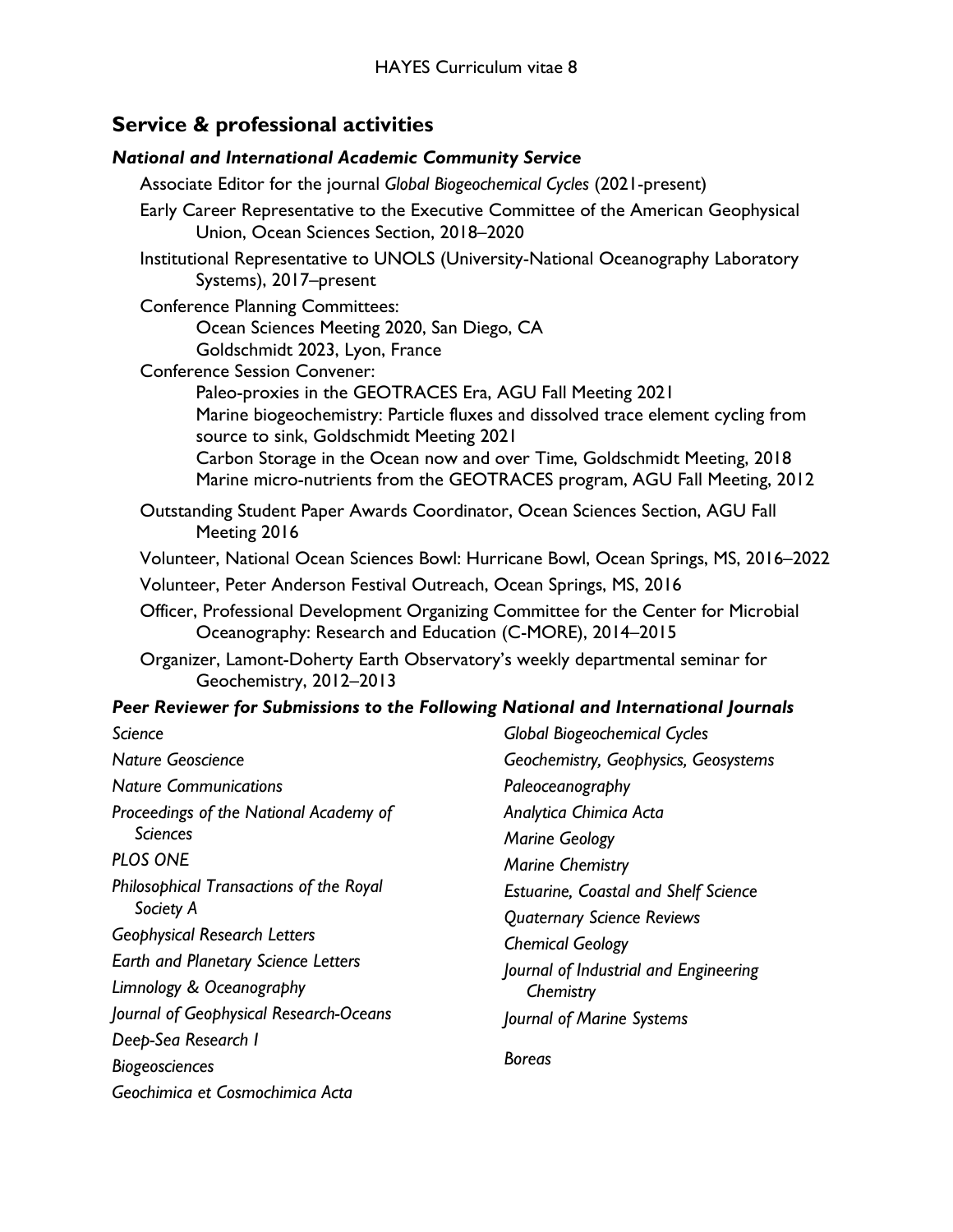## Service & professional activities

### *National and International Academic Community Service*

- Associate Editor for the journal *Global Biogeochemical Cycles* (2021-present)
- Early Career Representative to the Executive Committee of the American Geophysical Union, Ocean Sciences Section, 2018–2020
- Institutional Representative to UNOLS (University-National Oceanography Laboratory Systems), 2017–present
- Conference Planning Committees:
  - Ocean Sciences Meeting 2020, San Diego, CA
  - Goldschmidt 2023, Lyon, France
- Conference Session Convener:
  - Paleo-proxies in the GEOTRACES Era, AGU Fall Meeting 2021
  - Marine biogeochemistry: Particle fluxes and dissolved trace element cycling from source to sink, Goldschmidt Meeting 2021
  - Carbon Storage in the Ocean now and over Time, Goldschmidt Meeting, 2018
  - Marine micro-nutrients from the GEOTRACES program, AGU Fall Meeting, 2012
- Outstanding Student Paper Awards Coordinator, Ocean Sciences Section, AGU Fall Meeting 2016
- Volunteer, National Ocean Sciences Bowl: Hurricane Bowl, Ocean Springs, MS, 2016–2022
- Volunteer, Peter Anderson Festival Outreach, Ocean Springs, MS, 2016
- Officer, Professional Development Organizing Committee for the Center for Microbial Oceanography: Research and Education (C-MORE), 2014–2015
- Organizer, Lamont-Doherty Earth Observatory's weekly departmental seminar for Geochemistry, 2012–2013

### *Peer Reviewer for Submissions to the Following National and International Journals*

*Science*
*Nature Geoscience*
*Nature Communications*
*Proceedings of the National Academy of Sciences*
*PLOS ONE*
*Philosophical Transactions of the Royal Society A*
*Geophysical Research Letters*
*Earth and Planetary Science Letters*
*Limnology & Oceanography*
*Journal of Geophysical Research-Oceans*
*Deep-Sea Research I*
*Biogeosciences*
*Geochimica et Cosmochimica Acta*
*Global Biogeochemical Cycles*
*Geochemistry, Geophysics, Geosystems*
*Paleoceanography*
*Analytica Chimica Acta*
*Marine Geology*
*Marine Chemistry*
*Estuarine, Coastal and Shelf Science*
*Quaternary Science Reviews*
*Chemical Geology*
*Journal of Industrial and Engineering Chemistry*
*Journal of Marine Systems*
*Boreas*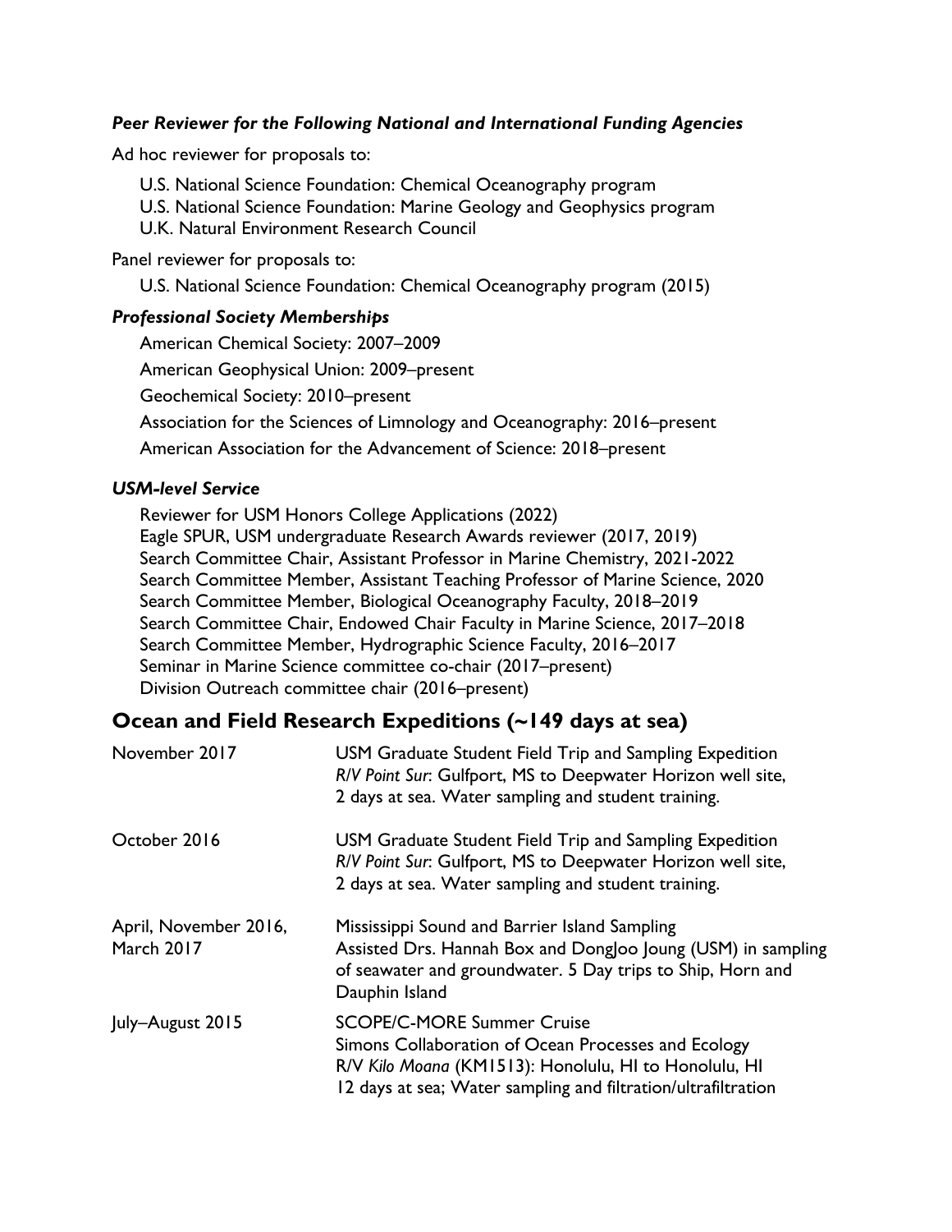### *Peer Reviewer for the Following National and International Funding Agencies*

Ad hoc reviewer for proposals to:

- U.S. National Science Foundation: Chemical Oceanography program
- U.S. National Science Foundation: Marine Geology and Geophysics program
- U.K. Natural Environment Research Council

Panel reviewer for proposals to:

- U.S. National Science Foundation: Chemical Oceanography program (2015)

### *Professional Society Memberships*

- American Chemical Society: 2007–2009
- American Geophysical Union: 2009–present
- Geochemical Society: 2010–present
- Association for the Sciences of Limnology and Oceanography: 2016–present
- American Association for the Advancement of Science: 2018–present

### *USM-level Service*

- Reviewer for USM Honors College Applications (2022)
- Eagle SPUR, USM undergraduate Research Awards reviewer (2017, 2019)
- Search Committee Chair, Assistant Professor in Marine Chemistry, 2021-2022
- Search Committee Member, Assistant Teaching Professor of Marine Science, 2020
- Search Committee Member, Biological Oceanography Faculty, 2018–2019
- Search Committee Chair, Endowed Chair Faculty in Marine Science, 2017–2018
- Search Committee Member, Hydrographic Science Faculty, 2016–2017
- Seminar in Marine Science committee co-chair (2017–present)
- Division Outreach committee chair (2016–present)

## Ocean and Field Research Expeditions (~149 days at sea)

| | |
|---|---|
| November 2017 | USM Graduate Student Field Trip and Sampling Expedition<br>*R/V Point Sur*: Gulfport, MS to Deepwater Horizon well site,<br>2 days at sea. Water sampling and student training. |
| October 2016 | USM Graduate Student Field Trip and Sampling Expedition<br>*R/V Point Sur*: Gulfport, MS to Deepwater Horizon well site,<br>2 days at sea. Water sampling and student training. |
| April, November 2016, March 2017 | Mississippi Sound and Barrier Island Sampling<br>Assisted Drs. Hannah Box and DongJoo Joung (USM) in sampling of seawater and groundwater. 5 Day trips to Ship, Horn and Dauphin Island |
| July–August 2015 | SCOPE/C-MORE Summer Cruise<br>Simons Collaboration of Ocean Processes and Ecology<br>R/V *Kilo Moana* (KM1513): Honolulu, HI to Honolulu, HI<br>12 days at sea; Water sampling and filtration/ultrafiltration |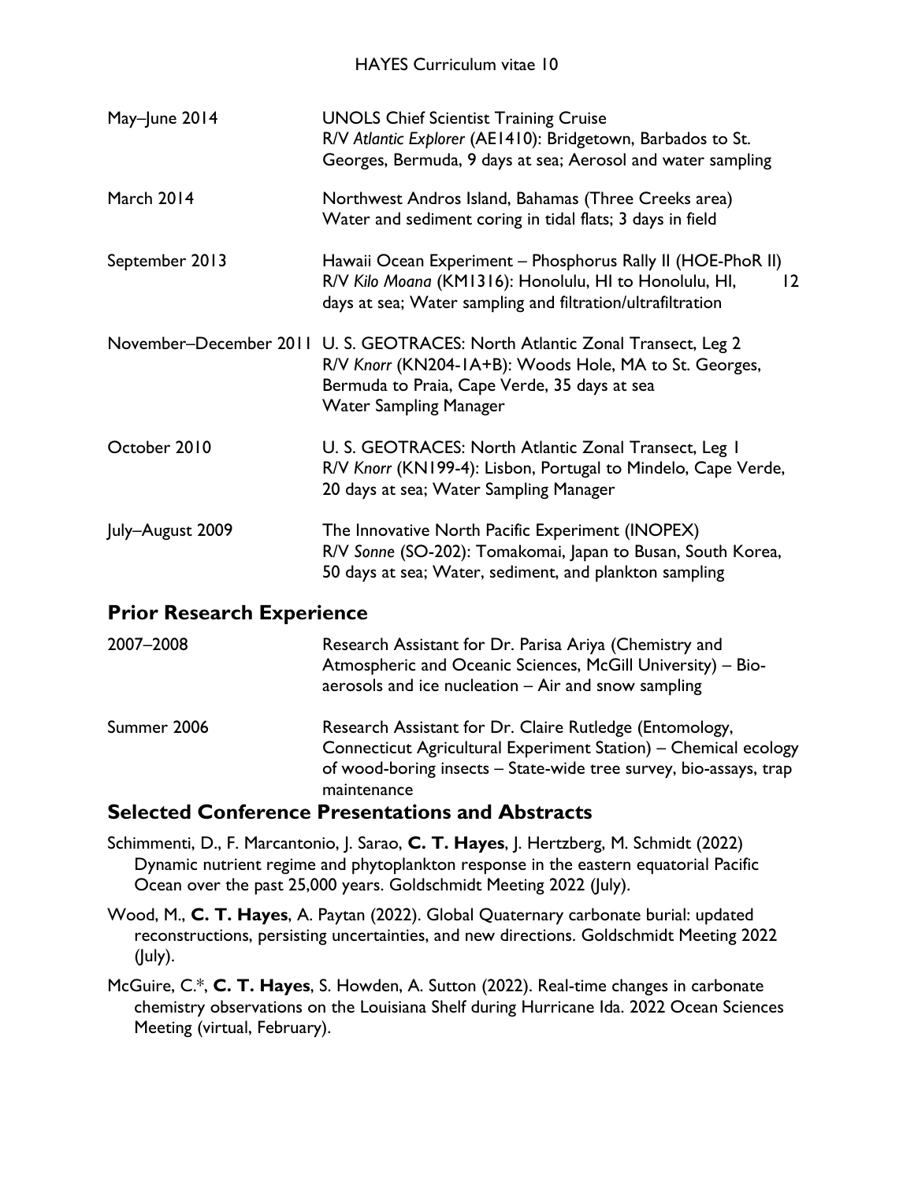| | |
|---|---|
| May–June 2014 | UNOLS Chief Scientist Training Cruise<br>R/V *Atlantic Explorer* (AE1410): Bridgetown, Barbados to St. Georges, Bermuda, 9 days at sea; Aerosol and water sampling |
| March 2014 | Northwest Andros Island, Bahamas (Three Creeks area)<br>Water and sediment coring in tidal flats; 3 days in field |
| September 2013 | Hawaii Ocean Experiment – Phosphorus Rally II (HOE-PhoR II)<br>R/V *Kilo Moana* (KM1316): Honolulu, HI to Honolulu, HI, 12 days at sea; Water sampling and filtration/ultrafiltration |
| November–December 2011 | U. S. GEOTRACES: North Atlantic Zonal Transect, Leg 2<br>R/V *Knorr* (KN204-1A+B): Woods Hole, MA to St. Georges, Bermuda to Praia, Cape Verde, 35 days at sea<br>Water Sampling Manager |
| October 2010 | U. S. GEOTRACES: North Atlantic Zonal Transect, Leg 1<br>R/V *Knorr* (KN199-4): Lisbon, Portugal to Mindelo, Cape Verde, 20 days at sea; Water Sampling Manager |
| July–August 2009 | The Innovative North Pacific Experiment (INOPEX)<br>R/V *Sonne* (SO-202): Tomakomai, Japan to Busan, South Korea, 50 days at sea; Water, sediment, and plankton sampling |

## Prior Research Experience

| | |
|---|---|
| 2007–2008 | Research Assistant for Dr. Parisa Ariya (Chemistry and Atmospheric and Oceanic Sciences, McGill University) – Bio-aerosols and ice nucleation – Air and snow sampling |
| Summer 2006 | Research Assistant for Dr. Claire Rutledge (Entomology, Connecticut Agricultural Experiment Station) – Chemical ecology of wood-boring insects – State-wide tree survey, bio-assays, trap maintenance |

## Selected Conference Presentations and Abstracts

Schimmenti, D., F. Marcantonio, J. Sarao, **C. T. Hayes**, J. Hertzberg, M. Schmidt (2022) Dynamic nutrient regime and phytoplankton response in the eastern equatorial Pacific Ocean over the past 25,000 years. Goldschmidt Meeting 2022 (July).

Wood, M., **C. T. Hayes**, A. Paytan (2022). Global Quaternary carbonate burial: updated reconstructions, persisting uncertainties, and new directions. Goldschmidt Meeting 2022 (July).

McGuire, C.*, **C. T. Hayes**, S. Howden, A. Sutton (2022). Real-time changes in carbonate chemistry observations on the Louisiana Shelf during Hurricane Ida. 2022 Ocean Sciences Meeting (virtual, February).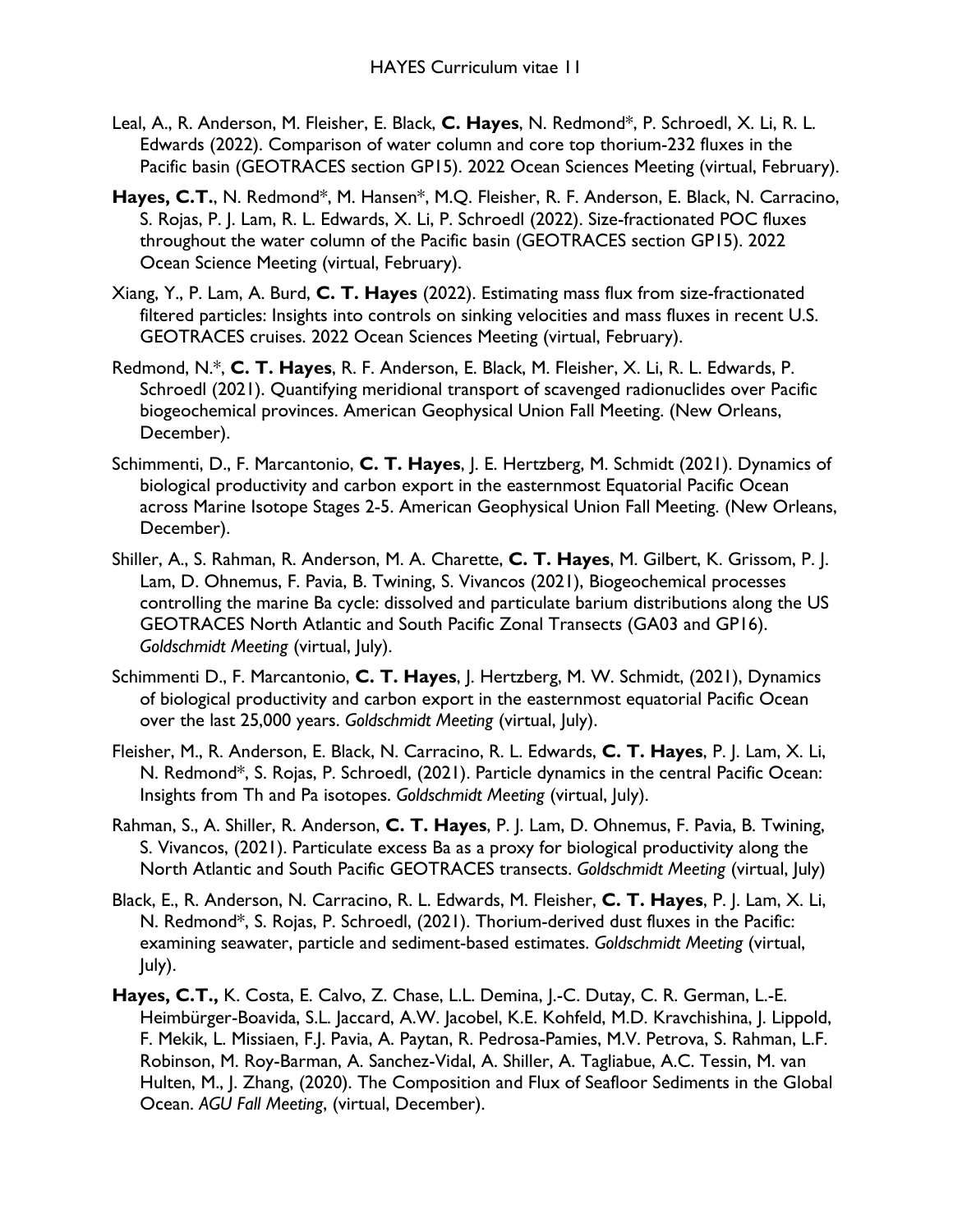Leal, A., R. Anderson, M. Fleisher, E. Black, **C. Hayes**, N. Redmond*, P. Schroedl, X. Li, R. L. Edwards (2022). Comparison of water column and core top thorium-232 fluxes in the Pacific basin (GEOTRACES section GP15). 2022 Ocean Sciences Meeting (virtual, February).

**Hayes, C.T.**, N. Redmond*, M. Hansen*, M.Q. Fleisher, R. F. Anderson, E. Black, N. Carracino, S. Rojas, P. J. Lam, R. L. Edwards, X. Li, P. Schroedl (2022). Size-fractionated POC fluxes throughout the water column of the Pacific basin (GEOTRACES section GP15). 2022 Ocean Science Meeting (virtual, February).

Xiang, Y., P. Lam, A. Burd, **C. T. Hayes** (2022). Estimating mass flux from size-fractionated filtered particles: Insights into controls on sinking velocities and mass fluxes in recent U.S. GEOTRACES cruises. 2022 Ocean Sciences Meeting (virtual, February).

Redmond, N.*, **C. T. Hayes**, R. F. Anderson, E. Black, M. Fleisher, X. Li, R. L. Edwards, P. Schroedl (2021). Quantifying meridional transport of scavenged radionuclides over Pacific biogeochemical provinces. American Geophysical Union Fall Meeting. (New Orleans, December).

Schimmenti, D., F. Marcantonio, **C. T. Hayes**, J. E. Hertzberg, M. Schmidt (2021). Dynamics of biological productivity and carbon export in the easternmost Equatorial Pacific Ocean across Marine Isotope Stages 2-5. American Geophysical Union Fall Meeting. (New Orleans, December).

Shiller, A., S. Rahman, R. Anderson, M. A. Charette, **C. T. Hayes**, M. Gilbert, K. Grissom, P. J. Lam, D. Ohnemus, F. Pavia, B. Twining, S. Vivancos (2021), Biogeochemical processes controlling the marine Ba cycle: dissolved and particulate barium distributions along the US GEOTRACES North Atlantic and South Pacific Zonal Transects (GA03 and GP16). *Goldschmidt Meeting* (virtual, July).

Schimmenti D., F. Marcantonio, **C. T. Hayes**, J. Hertzberg, M. W. Schmidt, (2021), Dynamics of biological productivity and carbon export in the easternmost equatorial Pacific Ocean over the last 25,000 years. *Goldschmidt Meeting* (virtual, July).

Fleisher, M., R. Anderson, E. Black, N. Carracino, R. L. Edwards, **C. T. Hayes**, P. J. Lam, X. Li, N. Redmond*, S. Rojas, P. Schroedl, (2021). Particle dynamics in the central Pacific Ocean: Insights from Th and Pa isotopes. *Goldschmidt Meeting* (virtual, July).

Rahman, S., A. Shiller, R. Anderson, **C. T. Hayes**, P. J. Lam, D. Ohnemus, F. Pavia, B. Twining, S. Vivancos, (2021). Particulate excess Ba as a proxy for biological productivity along the North Atlantic and South Pacific GEOTRACES transects. *Goldschmidt Meeting* (virtual, July)

Black, E., R. Anderson, N. Carracino, R. L. Edwards, M. Fleisher, **C. T. Hayes**, P. J. Lam, X. Li, N. Redmond*, S. Rojas, P. Schroedl, (2021). Thorium-derived dust fluxes in the Pacific: examining seawater, particle and sediment-based estimates. *Goldschmidt Meeting* (virtual, July).

**Hayes, C.T.,** K. Costa, E. Calvo, Z. Chase, L.L. Demina, J.-C. Dutay, C. R. German, L.-E. Heimbürger-Boavida, S.L. Jaccard, A.W. Jacobel, K.E. Kohfeld, M.D. Kravchishina, J. Lippold, F. Mekik, L. Missiaen, F.J. Pavia, A. Paytan, R. Pedrosa-Pamies, M.V. Petrova, S. Rahman, L.F. Robinson, M. Roy-Barman, A. Sanchez-Vidal, A. Shiller, A. Tagliabue, A.C. Tessin, M. van Hulten, M., J. Zhang, (2020). The Composition and Flux of Seafloor Sediments in the Global Ocean. *AGU Fall Meeting*, (virtual, December).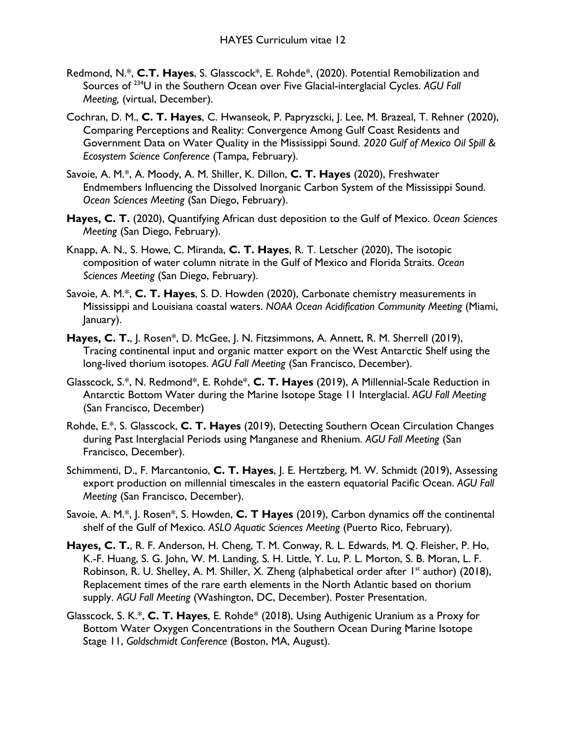Redmond, N.*, **C.T. Hayes**, S. Glasscock*, E. Rohde*, (2020). Potential Remobilization and Sources of $^{234}$U in the Southern Ocean over Five Glacial-interglacial Cycles. *AGU Fall Meeting,* (virtual, December).

Cochran, D. M., **C. T. Hayes**, C. Hwanseok, P. Papryzscki, J. Lee, M. Brazeal, T. Rehner (2020), Comparing Perceptions and Reality: Convergence Among Gulf Coast Residents and Government Data on Water Quality in the Mississippi Sound. *2020 Gulf of Mexico Oil Spill & Ecosystem Science Conference* (Tampa, February).

Savoie, A. M.*, A. Moody, A. M. Shiller, K. Dillon, **C. T. Hayes** (2020), Freshwater Endmembers Influencing the Dissolved Inorganic Carbon System of the Mississippi Sound. *Ocean Sciences Meeting* (San Diego, February).

**Hayes, C. T.** (2020), Quantifying African dust deposition to the Gulf of Mexico. *Ocean Sciences Meeting* (San Diego, February).

Knapp, A. N., S. Howe, C. Miranda, **C. T. Hayes**, R. T. Letscher (2020), The isotopic composition of water column nitrate in the Gulf of Mexico and Florida Straits. *Ocean Sciences Meeting* (San Diego, February).

Savoie, A. M.*, **C. T. Hayes**, S. D. Howden (2020), Carbonate chemistry measurements in Mississippi and Louisiana coastal waters. *NOAA Ocean Acidification Community Meeting* (Miami, January).

**Hayes, C. T.**, J. Rosen*, D. McGee, J. N. Fitzsimmons, A. Annett, R. M. Sherrell (2019), Tracing continental input and organic matter export on the West Antarctic Shelf using the long-lived thorium isotopes. *AGU Fall Meeting* (San Francisco, December).

Glasscock, S.*, N. Redmond*, E. Rohde*, **C. T. Hayes** (2019), A Millennial-Scale Reduction in Antarctic Bottom Water during the Marine Isotope Stage 11 Interglacial. *AGU Fall Meeting* (San Francisco, December)

Rohde, E.*, S. Glasscock, **C. T. Hayes** (2019), Detecting Southern Ocean Circulation Changes during Past Interglacial Periods using Manganese and Rhenium. *AGU Fall Meeting* (San Francisco, December).

Schimmenti, D., F. Marcantonio, **C. T. Hayes**, J. E. Hertzberg, M. W. Schmidt (2019), Assessing export production on millennial timescales in the eastern equatorial Pacific Ocean. *AGU Fall Meeting* (San Francisco, December).

Savoie, A. M.*, J. Rosen*, S. Howden, **C. T Hayes** (2019), Carbon dynamics off the continental shelf of the Gulf of Mexico. *ASLO Aquatic Sciences Meeting* (Puerto Rico, February).

**Hayes, C. T.**, R. F. Anderson, H. Cheng, T. M. Conway, R. L. Edwards, M. Q. Fleisher, P. Ho, K.-F. Huang, S. G. John, W. M. Landing, S. H. Little, Y. Lu, P. L. Morton, S. B. Moran, L. F. Robinson, R. U. Shelley, A. M. Shiller, X. Zheng (alphabetical order after 1st author) (2018), Replacement times of the rare earth elements in the North Atlantic based on thorium supply. *AGU Fall Meeting* (Washington, DC, December). Poster Presentation.

Glasscock, S. K.*, **C. T. Hayes**, E. Rohde* (2018), Using Authigenic Uranium as a Proxy for Bottom Water Oxygen Concentrations in the Southern Ocean During Marine Isotope Stage 11, *Goldschmidt Conference* (Boston, MA, August).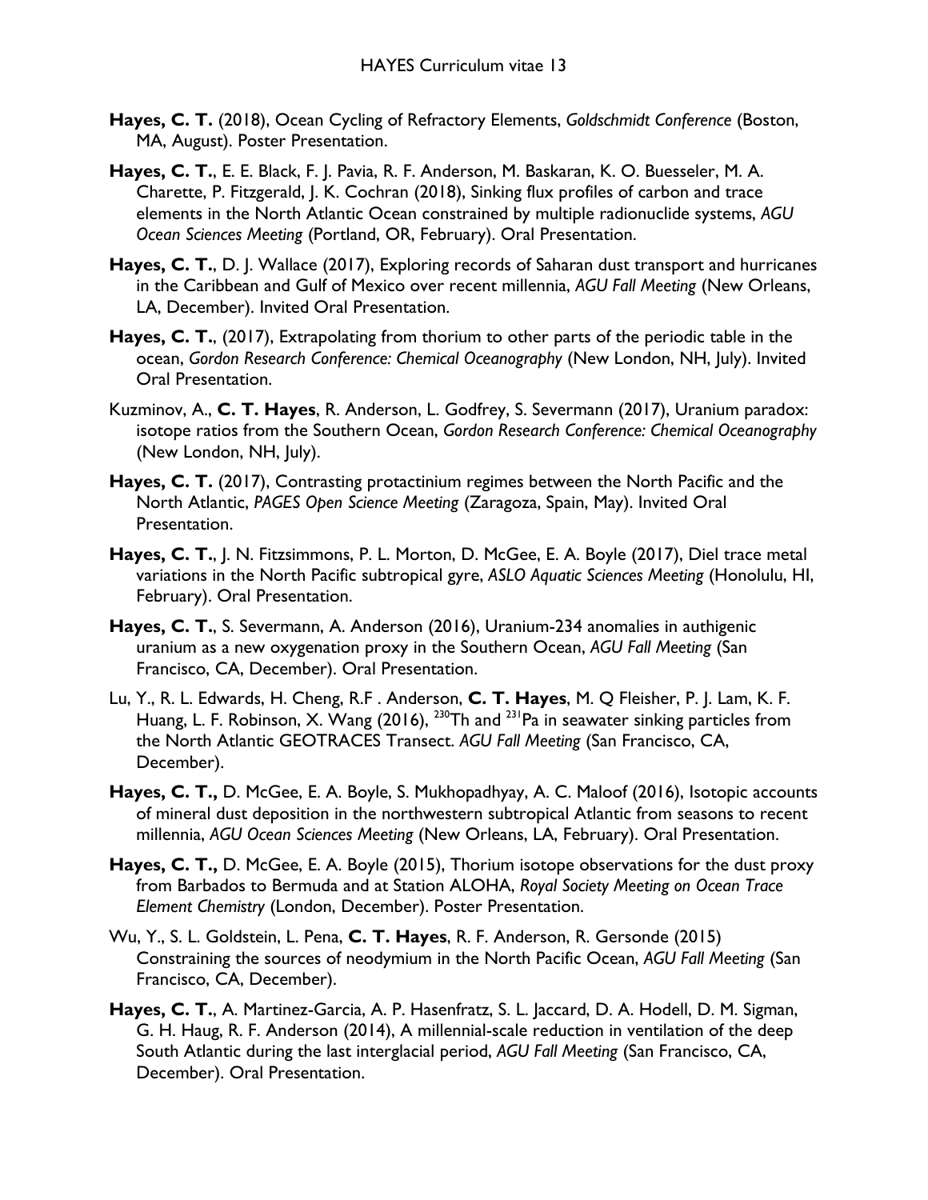**Hayes, C. T.** (2018), Ocean Cycling of Refractory Elements, *Goldschmidt Conference* (Boston, MA, August). Poster Presentation.

**Hayes, C. T.**, E. E. Black, F. J. Pavia, R. F. Anderson, M. Baskaran, K. O. Buesseler, M. A. Charette, P. Fitzgerald, J. K. Cochran (2018), Sinking flux profiles of carbon and trace elements in the North Atlantic Ocean constrained by multiple radionuclide systems, *AGU Ocean Sciences Meeting* (Portland, OR, February). Oral Presentation.

**Hayes, C. T.**, D. J. Wallace (2017), Exploring records of Saharan dust transport and hurricanes in the Caribbean and Gulf of Mexico over recent millennia, *AGU Fall Meeting* (New Orleans, LA, December). Invited Oral Presentation.

**Hayes, C. T.**, (2017), Extrapolating from thorium to other parts of the periodic table in the ocean, *Gordon Research Conference: Chemical Oceanography* (New London, NH, July). Invited Oral Presentation.

Kuzminov, A., **C. T. Hayes**, R. Anderson, L. Godfrey, S. Severmann (2017), Uranium paradox: isotope ratios from the Southern Ocean, *Gordon Research Conference: Chemical Oceanography* (New London, NH, July).

**Hayes, C. T.** (2017), Contrasting protactinium regimes between the North Pacific and the North Atlantic, *PAGES Open Science Meeting* (Zaragoza, Spain, May). Invited Oral Presentation.

**Hayes, C. T.**, J. N. Fitzsimmons, P. L. Morton, D. McGee, E. A. Boyle (2017), Diel trace metal variations in the North Pacific subtropical gyre, *ASLO Aquatic Sciences Meeting* (Honolulu, HI, February). Oral Presentation.

**Hayes, C. T.**, S. Severmann, A. Anderson (2016), Uranium-234 anomalies in authigenic uranium as a new oxygenation proxy in the Southern Ocean, *AGU Fall Meeting* (San Francisco, CA, December). Oral Presentation.

Lu, Y., R. L. Edwards, H. Cheng, R.F . Anderson, **C. T. Hayes**, M. Q Fleisher, P. J. Lam, K. F. Huang, L. F. Robinson, X. Wang (2016), $^{230}$Th and $^{231}$Pa in seawater sinking particles from the North Atlantic GEOTRACES Transect. *AGU Fall Meeting* (San Francisco, CA, December).

**Hayes, C. T.,** D. McGee, E. A. Boyle, S. Mukhopadhyay, A. C. Maloof (2016), Isotopic accounts of mineral dust deposition in the northwestern subtropical Atlantic from seasons to recent millennia, *AGU Ocean Sciences Meeting* (New Orleans, LA, February). Oral Presentation.

**Hayes, C. T.,** D. McGee, E. A. Boyle (2015), Thorium isotope observations for the dust proxy from Barbados to Bermuda and at Station ALOHA, *Royal Society Meeting on Ocean Trace Element Chemistry* (London, December). Poster Presentation.

Wu, Y., S. L. Goldstein, L. Pena, **C. T. Hayes**, R. F. Anderson, R. Gersonde (2015) Constraining the sources of neodymium in the North Pacific Ocean, *AGU Fall Meeting* (San Francisco, CA, December).

**Hayes, C. T.**, A. Martinez-Garcia, A. P. Hasenfratz, S. L. Jaccard, D. A. Hodell, D. M. Sigman, G. H. Haug, R. F. Anderson (2014), A millennial-scale reduction in ventilation of the deep South Atlantic during the last interglacial period, *AGU Fall Meeting* (San Francisco, CA, December). Oral Presentation.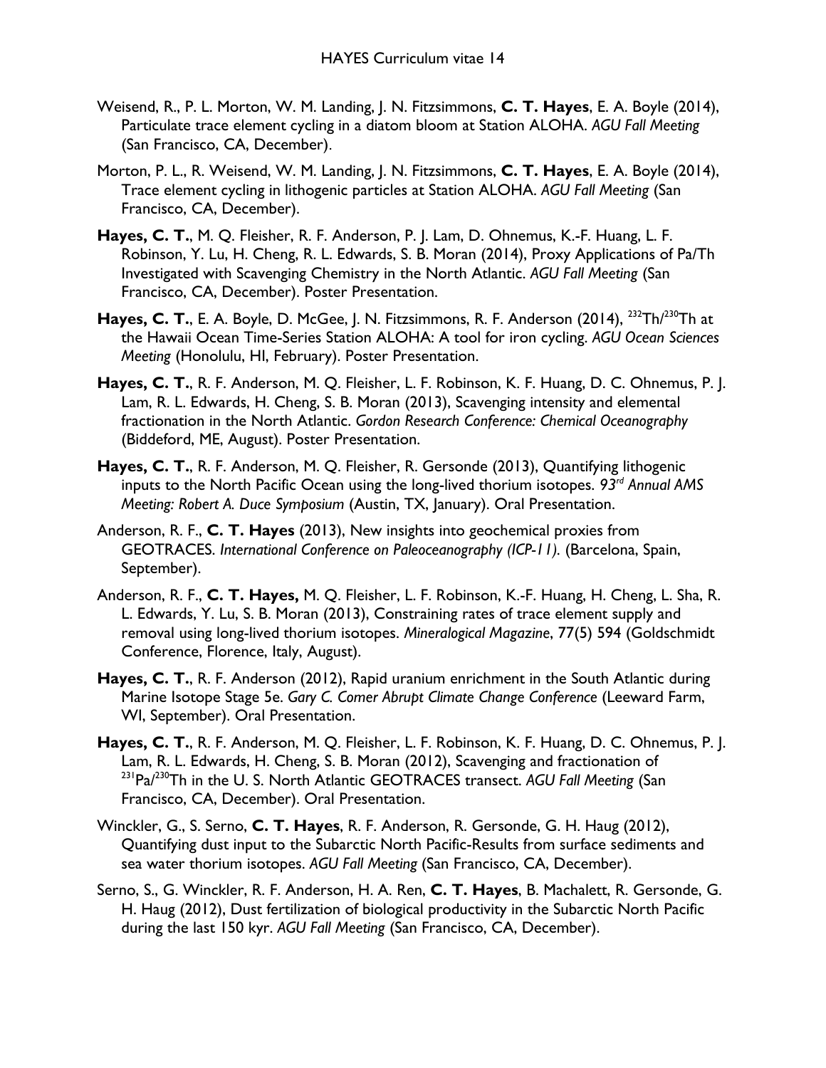Weisend, R., P. L. Morton, W. M. Landing, J. N. Fitzsimmons, **C. T. Hayes**, E. A. Boyle (2014), Particulate trace element cycling in a diatom bloom at Station ALOHA. *AGU Fall Meeting* (San Francisco, CA, December).

Morton, P. L., R. Weisend, W. M. Landing, J. N. Fitzsimmons, **C. T. Hayes**, E. A. Boyle (2014), Trace element cycling in lithogenic particles at Station ALOHA. *AGU Fall Meeting* (San Francisco, CA, December).

**Hayes, C. T.**, M. Q. Fleisher, R. F. Anderson, P. J. Lam, D. Ohnemus, K.-F. Huang, L. F. Robinson, Y. Lu, H. Cheng, R. L. Edwards, S. B. Moran (2014), Proxy Applications of Pa/Th Investigated with Scavenging Chemistry in the North Atlantic. *AGU Fall Meeting* (San Francisco, CA, December). Poster Presentation.

**Hayes, C. T.**, E. A. Boyle, D. McGee, J. N. Fitzsimmons, R. F. Anderson (2014), $^{232}$Th/$^{230}$Th at the Hawaii Ocean Time-Series Station ALOHA: A tool for iron cycling. *AGU Ocean Sciences Meeting* (Honolulu, HI, February). Poster Presentation.

**Hayes, C. T.**, R. F. Anderson, M. Q. Fleisher, L. F. Robinson, K. F. Huang, D. C. Ohnemus, P. J. Lam, R. L. Edwards, H. Cheng, S. B. Moran (2013), Scavenging intensity and elemental fractionation in the North Atlantic. *Gordon Research Conference: Chemical Oceanography* (Biddeford, ME, August). Poster Presentation.

**Hayes, C. T.**, R. F. Anderson, M. Q. Fleisher, R. Gersonde (2013), Quantifying lithogenic inputs to the North Pacific Ocean using the long-lived thorium isotopes. *93rd Annual AMS Meeting: Robert A. Duce Symposium* (Austin, TX, January). Oral Presentation.

Anderson, R. F., **C. T. Hayes** (2013), New insights into geochemical proxies from GEOTRACES. *International Conference on Paleoceanography (ICP-11).* (Barcelona, Spain, September).

Anderson, R. F., **C. T. Hayes,** M. Q. Fleisher, L. F. Robinson, K.-F. Huang, H. Cheng, L. Sha, R. L. Edwards, Y. Lu, S. B. Moran (2013), Constraining rates of trace element supply and removal using long-lived thorium isotopes. *Mineralogical Magazine*, 77(5) 594 (Goldschmidt Conference, Florence, Italy, August).

**Hayes, C. T.**, R. F. Anderson (2012), Rapid uranium enrichment in the South Atlantic during Marine Isotope Stage 5e. *Gary C. Comer Abrupt Climate Change Conference* (Leeward Farm, WI, September). Oral Presentation.

**Hayes, C. T.**, R. F. Anderson, M. Q. Fleisher, L. F. Robinson, K. F. Huang, D. C. Ohnemus, P. J. Lam, R. L. Edwards, H. Cheng, S. B. Moran (2012), Scavenging and fractionation of $^{231}$Pa/$^{230}$Th in the U. S. North Atlantic GEOTRACES transect. *AGU Fall Meeting* (San Francisco, CA, December). Oral Presentation.

Winckler, G., S. Serno, **C. T. Hayes**, R. F. Anderson, R. Gersonde, G. H. Haug (2012), Quantifying dust input to the Subarctic North Pacific-Results from surface sediments and sea water thorium isotopes. *AGU Fall Meeting* (San Francisco, CA, December).

Serno, S., G. Winckler, R. F. Anderson, H. A. Ren, **C. T. Hayes**, B. Machalett, R. Gersonde, G. H. Haug (2012), Dust fertilization of biological productivity in the Subarctic North Pacific during the last 150 kyr. *AGU Fall Meeting* (San Francisco, CA, December).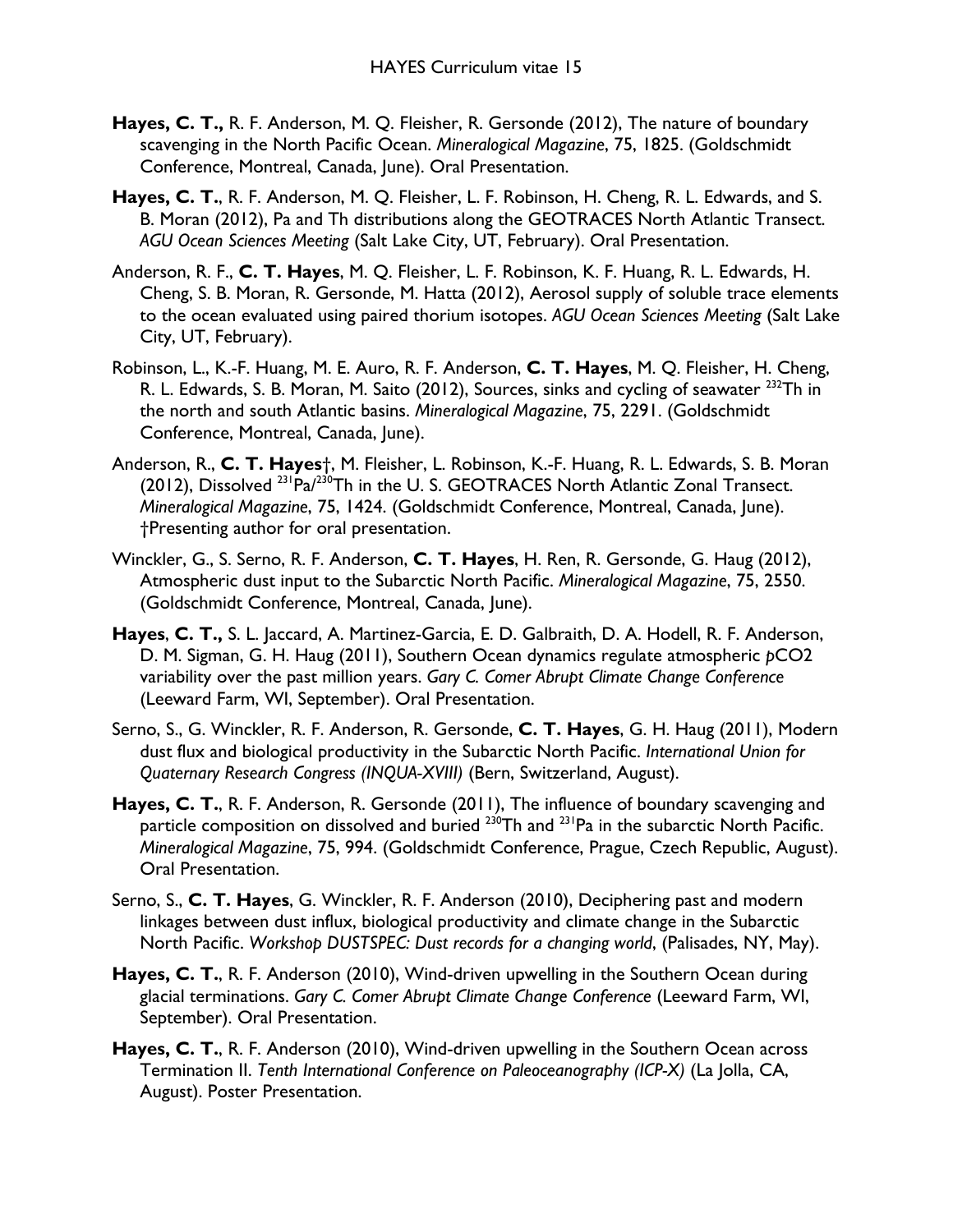**Hayes, C. T.,** R. F. Anderson, M. Q. Fleisher, R. Gersonde (2012), The nature of boundary scavenging in the North Pacific Ocean. *Mineralogical Magazine*, 75, 1825. (Goldschmidt Conference, Montreal, Canada, June). Oral Presentation.

**Hayes, C. T.**, R. F. Anderson, M. Q. Fleisher, L. F. Robinson, H. Cheng, R. L. Edwards, and S. B. Moran (2012), Pa and Th distributions along the GEOTRACES North Atlantic Transect. *AGU Ocean Sciences Meeting* (Salt Lake City, UT, February). Oral Presentation.

Anderson, R. F., **C. T. Hayes**, M. Q. Fleisher, L. F. Robinson, K. F. Huang, R. L. Edwards, H. Cheng, S. B. Moran, R. Gersonde, M. Hatta (2012), Aerosol supply of soluble trace elements to the ocean evaluated using paired thorium isotopes. *AGU Ocean Sciences Meeting* (Salt Lake City, UT, February).

Robinson, L., K.-F. Huang, M. E. Auro, R. F. Anderson, **C. T. Hayes**, M. Q. Fleisher, H. Cheng, R. L. Edwards, S. B. Moran, M. Saito (2012), Sources, sinks and cycling of seawater $^{232}$Th in the north and south Atlantic basins. *Mineralogical Magazine*, 75, 2291. (Goldschmidt Conference, Montreal, Canada, June).

Anderson, R., **C. T. Hayes**†, M. Fleisher, L. Robinson, K.-F. Huang, R. L. Edwards, S. B. Moran (2012), Dissolved $^{231}$Pa/$^{230}$Th in the U. S. GEOTRACES North Atlantic Zonal Transect. *Mineralogical Magazine*, 75, 1424. (Goldschmidt Conference, Montreal, Canada, June). †Presenting author for oral presentation.

Winckler, G., S. Serno, R. F. Anderson, **C. T. Hayes**, H. Ren, R. Gersonde, G. Haug (2012), Atmospheric dust input to the Subarctic North Pacific. *Mineralogical Magazine*, 75, 2550. (Goldschmidt Conference, Montreal, Canada, June).

**Hayes**, **C. T.,** S. L. Jaccard, A. Martinez-Garcia, E. D. Galbraith, D. A. Hodell, R. F. Anderson, D. M. Sigman, G. H. Haug (2011), Southern Ocean dynamics regulate atmospheric *p*CO2 variability over the past million years. *Gary C. Comer Abrupt Climate Change Conference* (Leeward Farm, WI, September). Oral Presentation.

Serno, S., G. Winckler, R. F. Anderson, R. Gersonde, **C. T. Hayes**, G. H. Haug (2011), Modern dust flux and biological productivity in the Subarctic North Pacific. *International Union for Quaternary Research Congress (INQUA-XVIII)* (Bern, Switzerland, August).

**Hayes, C. T.**, R. F. Anderson, R. Gersonde (2011), The influence of boundary scavenging and particle composition on dissolved and buried $^{230}$Th and $^{231}$Pa in the subarctic North Pacific. *Mineralogical Magazine*, 75, 994. (Goldschmidt Conference, Prague, Czech Republic, August). Oral Presentation.

Serno, S., **C. T. Hayes**, G. Winckler, R. F. Anderson (2010), Deciphering past and modern linkages between dust influx, biological productivity and climate change in the Subarctic North Pacific. *Workshop DUSTSPEC: Dust records for a changing world*, (Palisades, NY, May).

**Hayes, C. T.**, R. F. Anderson (2010), Wind-driven upwelling in the Southern Ocean during glacial terminations. *Gary C. Comer Abrupt Climate Change Conference* (Leeward Farm, WI, September). Oral Presentation.

**Hayes, C. T.**, R. F. Anderson (2010), Wind-driven upwelling in the Southern Ocean across Termination II. *Tenth International Conference on Paleoceanography (ICP-X)* (La Jolla, CA, August). Poster Presentation.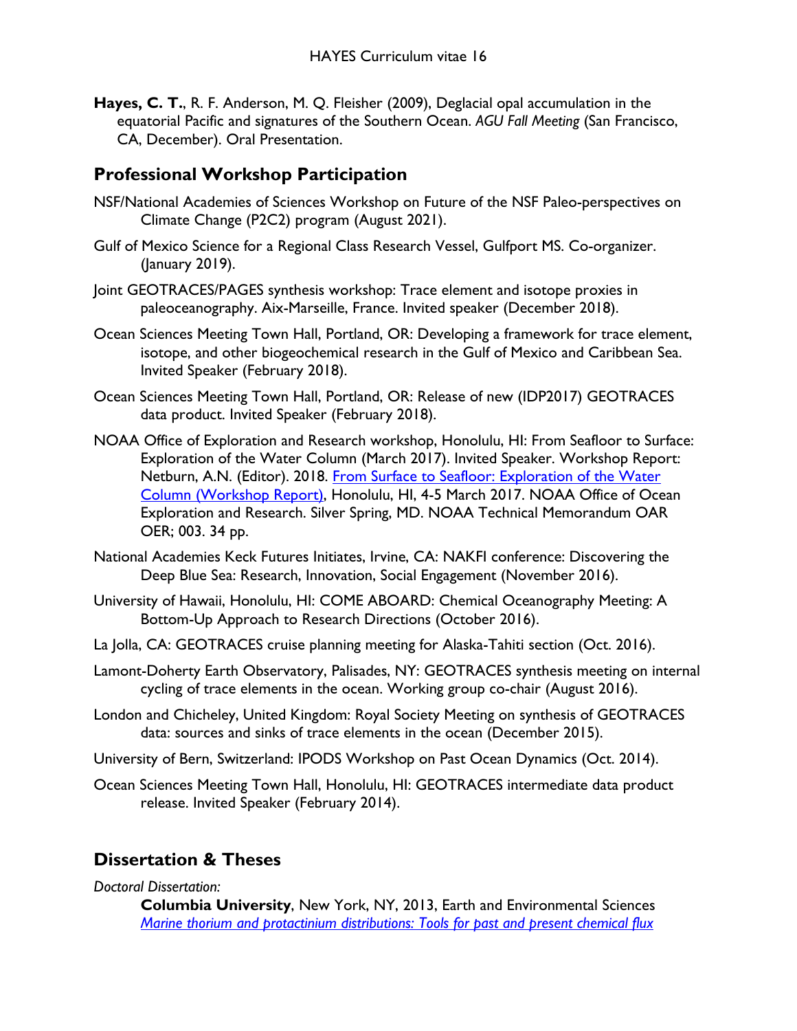**Hayes, C. T.**, R. F. Anderson, M. Q. Fleisher (2009), Deglacial opal accumulation in the equatorial Pacific and signatures of the Southern Ocean. *AGU Fall Meeting* (San Francisco, CA, December). Oral Presentation.

## Professional Workshop Participation

NSF/National Academies of Sciences Workshop on Future of the NSF Paleo-perspectives on Climate Change (P2C2) program (August 2021).

Gulf of Mexico Science for a Regional Class Research Vessel, Gulfport MS. Co-organizer. (January 2019).

Joint GEOTRACES/PAGES synthesis workshop: Trace element and isotope proxies in paleoceanography. Aix-Marseille, France. Invited speaker (December 2018).

Ocean Sciences Meeting Town Hall, Portland, OR: Developing a framework for trace element, isotope, and other biogeochemical research in the Gulf of Mexico and Caribbean Sea. Invited Speaker (February 2018).

Ocean Sciences Meeting Town Hall, Portland, OR: Release of new (IDP2017) GEOTRACES data product. Invited Speaker (February 2018).

NOAA Office of Exploration and Research workshop, Honolulu, HI: From Seafloor to Surface: Exploration of the Water Column (March 2017). Invited Speaker. Workshop Report: Netburn, A.N. (Editor). 2018. From Surface to Seafloor: Exploration of the Water Column (Workshop Report), Honolulu, HI, 4-5 March 2017. NOAA Office of Ocean Exploration and Research. Silver Spring, MD. NOAA Technical Memorandum OAR OER; 003. 34 pp.

National Academies Keck Futures Initiates, Irvine, CA: NAKFI conference: Discovering the Deep Blue Sea: Research, Innovation, Social Engagement (November 2016).

University of Hawaii, Honolulu, HI: COME ABOARD: Chemical Oceanography Meeting: A Bottom-Up Approach to Research Directions (October 2016).

La Jolla, CA: GEOTRACES cruise planning meeting for Alaska-Tahiti section (Oct. 2016).

Lamont-Doherty Earth Observatory, Palisades, NY: GEOTRACES synthesis meeting on internal cycling of trace elements in the ocean. Working group co-chair (August 2016).

London and Chicheley, United Kingdom: Royal Society Meeting on synthesis of GEOTRACES data: sources and sinks of trace elements in the ocean (December 2015).

University of Bern, Switzerland: IPODS Workshop on Past Ocean Dynamics (Oct. 2014).

Ocean Sciences Meeting Town Hall, Honolulu, HI: GEOTRACES intermediate data product release. Invited Speaker (February 2014).

## Dissertation & Theses

*Doctoral Dissertation:*

**Columbia University**, New York, NY, 2013, Earth and Environmental Sciences
*Marine thorium and protactinium distributions: Tools for past and present chemical flux*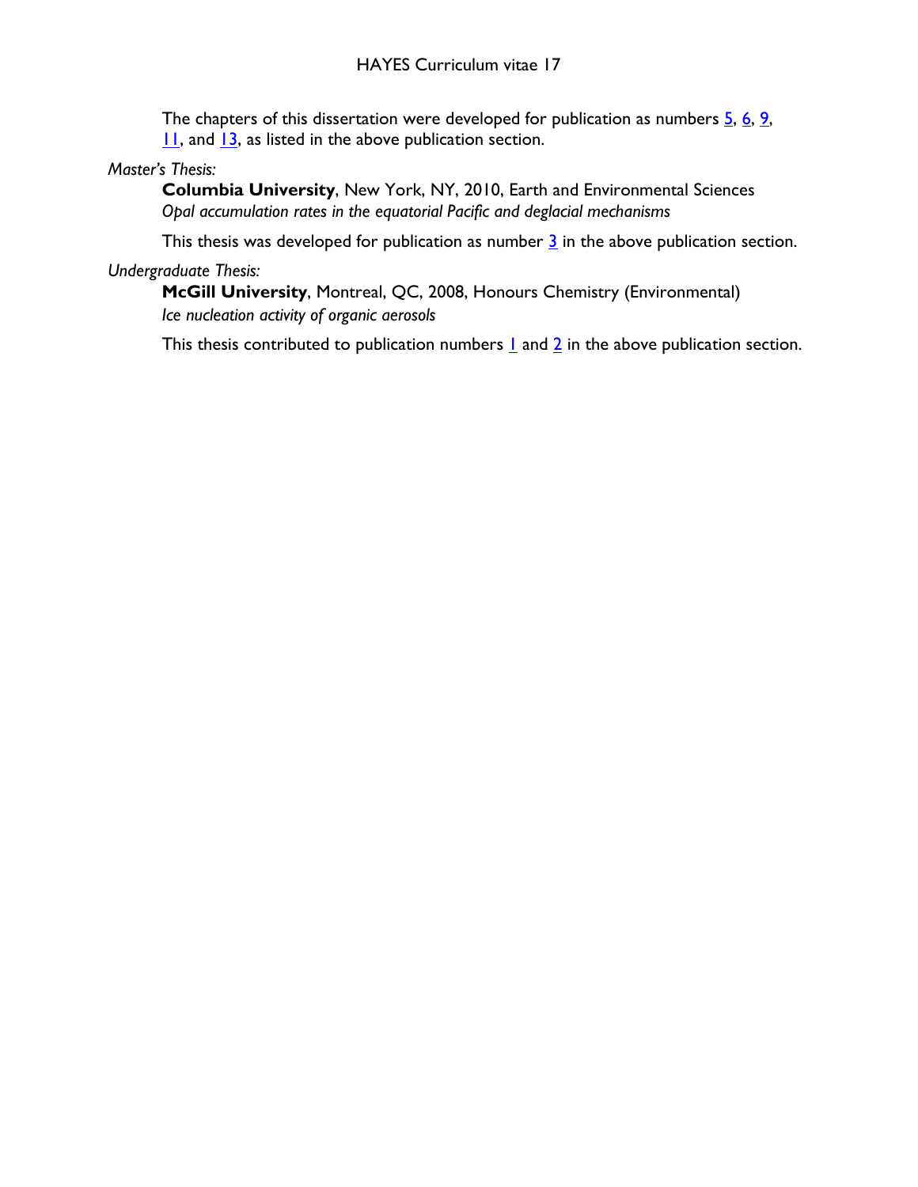The chapters of this dissertation were developed for publication as numbers 5, 6, 9, 11, and 13, as listed in the above publication section.

*Master's Thesis:*

**Columbia University**, New York, NY, 2010, Earth and Environmental Sciences
*Opal accumulation rates in the equatorial Pacific and deglacial mechanisms*

This thesis was developed for publication as number 3 in the above publication section.

*Undergraduate Thesis:*

**McGill University**, Montreal, QC, 2008, Honours Chemistry (Environmental)
*Ice nucleation activity of organic aerosols*

This thesis contributed to publication numbers 1 and 2 in the above publication section.